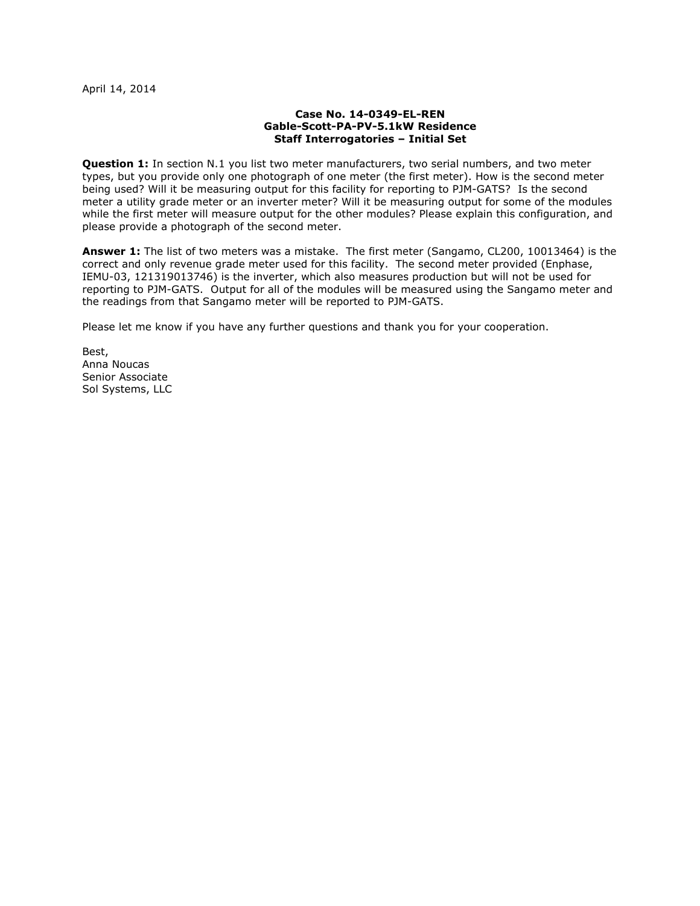April 14, 2014

**Case No. 14-0349-EL-REN**
**Gable-Scott-PA-PV-5.1kW Residence**
**Staff Interrogatories – Initial Set**

**Question 1:** In section N.1 you list two meter manufacturers, two serial numbers, and two meter types, but you provide only one photograph of one meter (the first meter). How is the second meter being used? Will it be measuring output for this facility for reporting to PJM-GATS? Is the second meter a utility grade meter or an inverter meter? Will it be measuring output for some of the modules while the first meter will measure output for the other modules? Please explain this configuration, and please provide a photograph of the second meter.

**Answer 1:** The list of two meters was a mistake. The first meter (Sangamo, CL200, 10013464) is the correct and only revenue grade meter used for this facility. The second meter provided (Enphase, IEMU-03, 121319013746) is the inverter, which also measures production but will not be used for reporting to PJM-GATS. Output for all of the modules will be measured using the Sangamo meter and the readings from that Sangamo meter will be reported to PJM-GATS.

Please let me know if you have any further questions and thank you for your cooperation.

Best,
Anna Noucas
Senior Associate
Sol Systems, LLC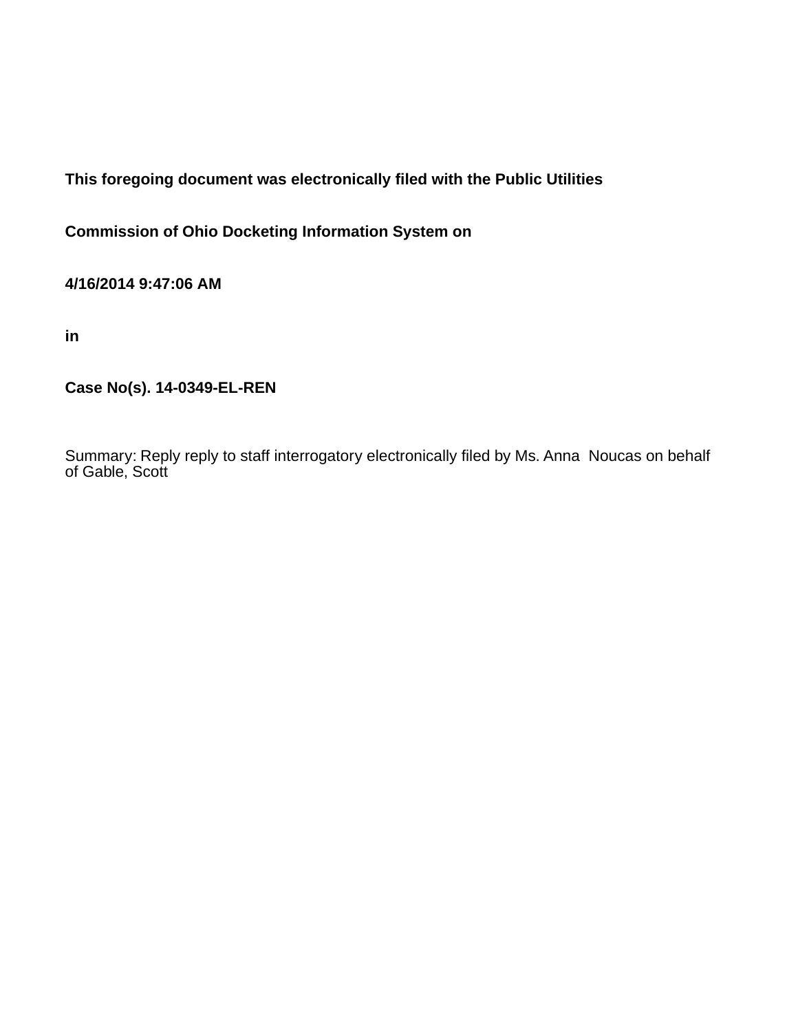**This foregoing document was electronically filed with the Public Utilities**

**Commission of Ohio Docketing Information System on**

**4/16/2014 9:47:06 AM**

**in**

**Case No(s). 14-0349-EL-REN**

Summary: Reply reply to staff interrogatory electronically filed by Ms. Anna Noucas on behalf of Gable, Scott